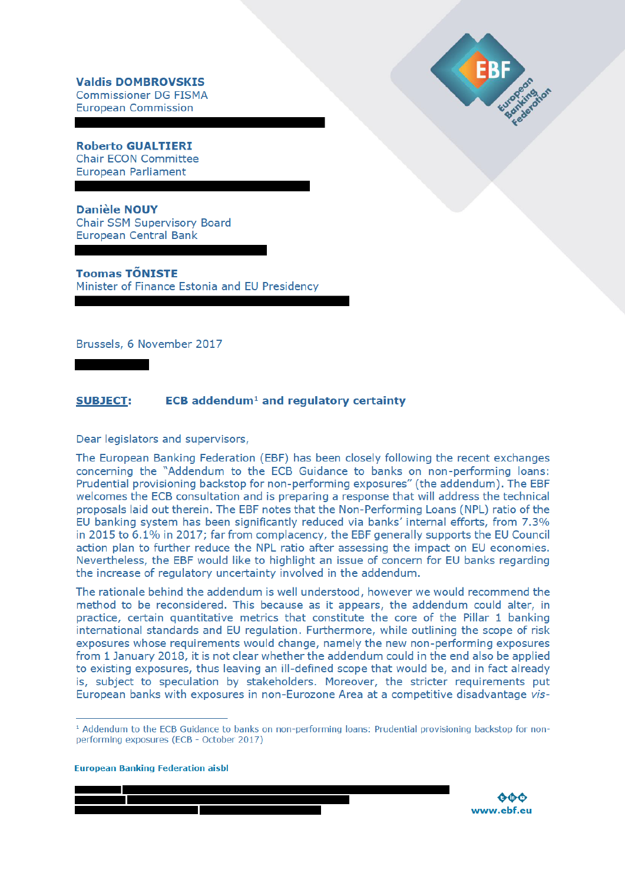**Valdis DOMBROVSKIS**
Commissioner DG FISMA
European Commission

**Roberto GUALTIERI**
Chair ECON Committee
European Parliament

**Danièle NOUY**
Chair SSM Supervisory Board
European Central Bank

**Toomas TÕNISTE**
Minister of Finance Estonia and EU Presidency

Brussels, 6 November 2017

**SUBJECT: ECB addendum[1] and regulatory certainty**

Dear legislators and supervisors,

The European Banking Federation (EBF) has been closely following the recent exchanges concerning the "Addendum to the ECB Guidance to banks on non-performing loans: Prudential provisioning backstop for non-performing exposures" (the addendum). The EBF welcomes the ECB consultation and is preparing a response that will address the technical proposals laid out therein. The EBF notes that the Non-Performing Loans (NPL) ratio of the EU banking system has been significantly reduced via banks' internal efforts, from 7.3% in 2015 to 6.1% in 2017; far from complacency, the EBF generally supports the EU Council action plan to further reduce the NPL ratio after assessing the impact on EU economies. Nevertheless, the EBF would like to highlight an issue of concern for EU banks regarding the increase of regulatory uncertainty involved in the addendum.

The rationale behind the addendum is well understood, however we would recommend the method to be reconsidered. This because as it appears, the addendum could alter, in practice, certain quantitative metrics that constitute the core of the Pillar 1 banking international standards and EU regulation. Furthermore, while outlining the scope of risk exposures whose requirements would change, namely the new non-performing exposures from 1 January 2018, it is not clear whether the addendum could in the end also be applied to existing exposures, thus leaving an ill-defined scope that would be, and in fact already is, subject to speculation by stakeholders. Moreover, the stricter requirements put European banks with exposures in non-Eurozone Area at a competitive disadvantage *vis-*

[1] Addendum to the ECB Guidance to banks on non-performing loans: Prudential provisioning backstop for non-performing exposures (ECB - October 2017)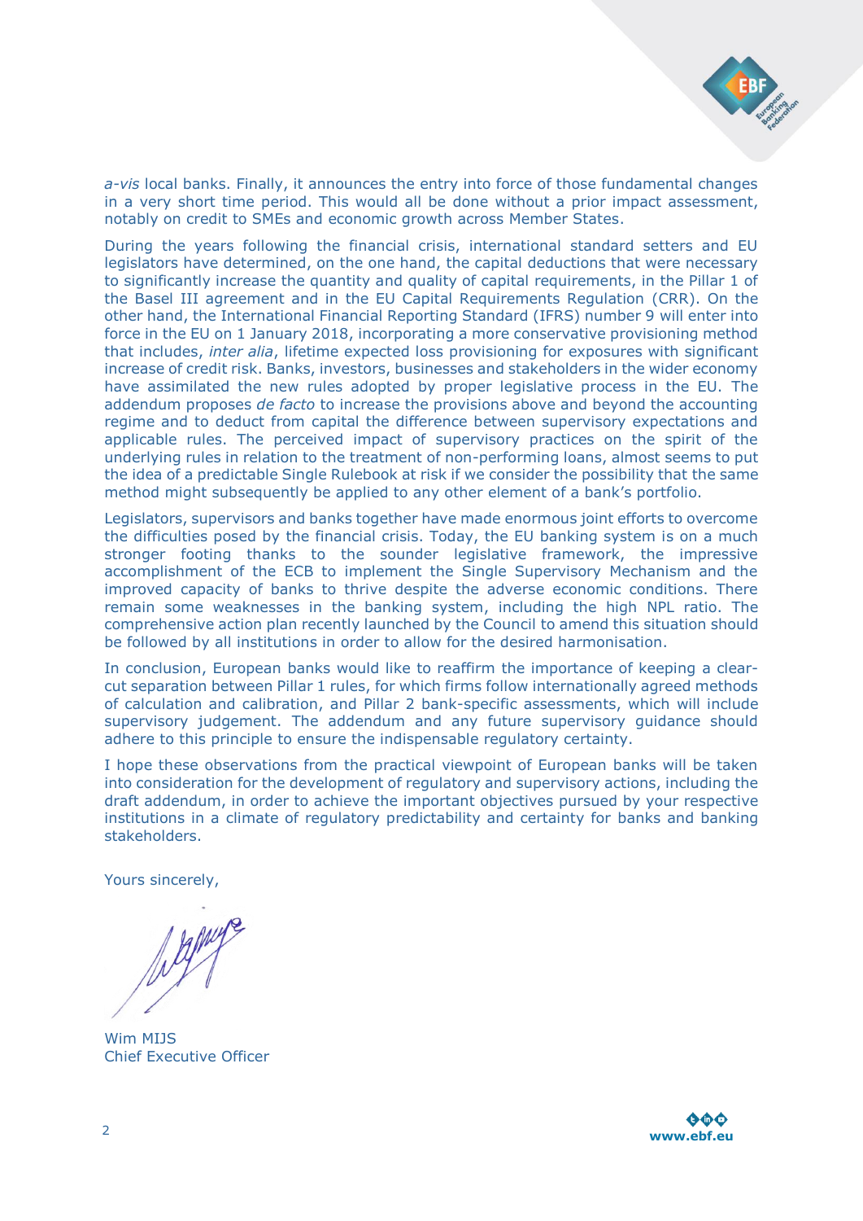*a-vis* local banks. Finally, it announces the entry into force of those fundamental changes in a very short time period. This would all be done without a prior impact assessment, notably on credit to SMEs and economic growth across Member States.

During the years following the financial crisis, international standard setters and EU legislators have determined, on the one hand, the capital deductions that were necessary to significantly increase the quantity and quality of capital requirements, in the Pillar 1 of the Basel III agreement and in the EU Capital Requirements Regulation (CRR). On the other hand, the International Financial Reporting Standard (IFRS) number 9 will enter into force in the EU on 1 January 2018, incorporating a more conservative provisioning method that includes, *inter alia*, lifetime expected loss provisioning for exposures with significant increase of credit risk. Banks, investors, businesses and stakeholders in the wider economy have assimilated the new rules adopted by proper legislative process in the EU. The addendum proposes *de facto* to increase the provisions above and beyond the accounting regime and to deduct from capital the difference between supervisory expectations and applicable rules. The perceived impact of supervisory practices on the spirit of the underlying rules in relation to the treatment of non-performing loans, almost seems to put the idea of a predictable Single Rulebook at risk if we consider the possibility that the same method might subsequently be applied to any other element of a bank's portfolio.

Legislators, supervisors and banks together have made enormous joint efforts to overcome the difficulties posed by the financial crisis. Today, the EU banking system is on a much stronger footing thanks to the sounder legislative framework, the impressive accomplishment of the ECB to implement the Single Supervisory Mechanism and the improved capacity of banks to thrive despite the adverse economic conditions. There remain some weaknesses in the banking system, including the high NPL ratio. The comprehensive action plan recently launched by the Council to amend this situation should be followed by all institutions in order to allow for the desired harmonisation.

In conclusion, European banks would like to reaffirm the importance of keeping a clear-cut separation between Pillar 1 rules, for which firms follow internationally agreed methods of calculation and calibration, and Pillar 2 bank-specific assessments, which will include supervisory judgement. The addendum and any future supervisory guidance should adhere to this principle to ensure the indispensable regulatory certainty.

I hope these observations from the practical viewpoint of European banks will be taken into consideration for the development of regulatory and supervisory actions, including the draft addendum, in order to achieve the important objectives pursued by your respective institutions in a climate of regulatory predictability and certainty for banks and banking stakeholders.

Yours sincerely,

Wim MIJS
Chief Executive Officer